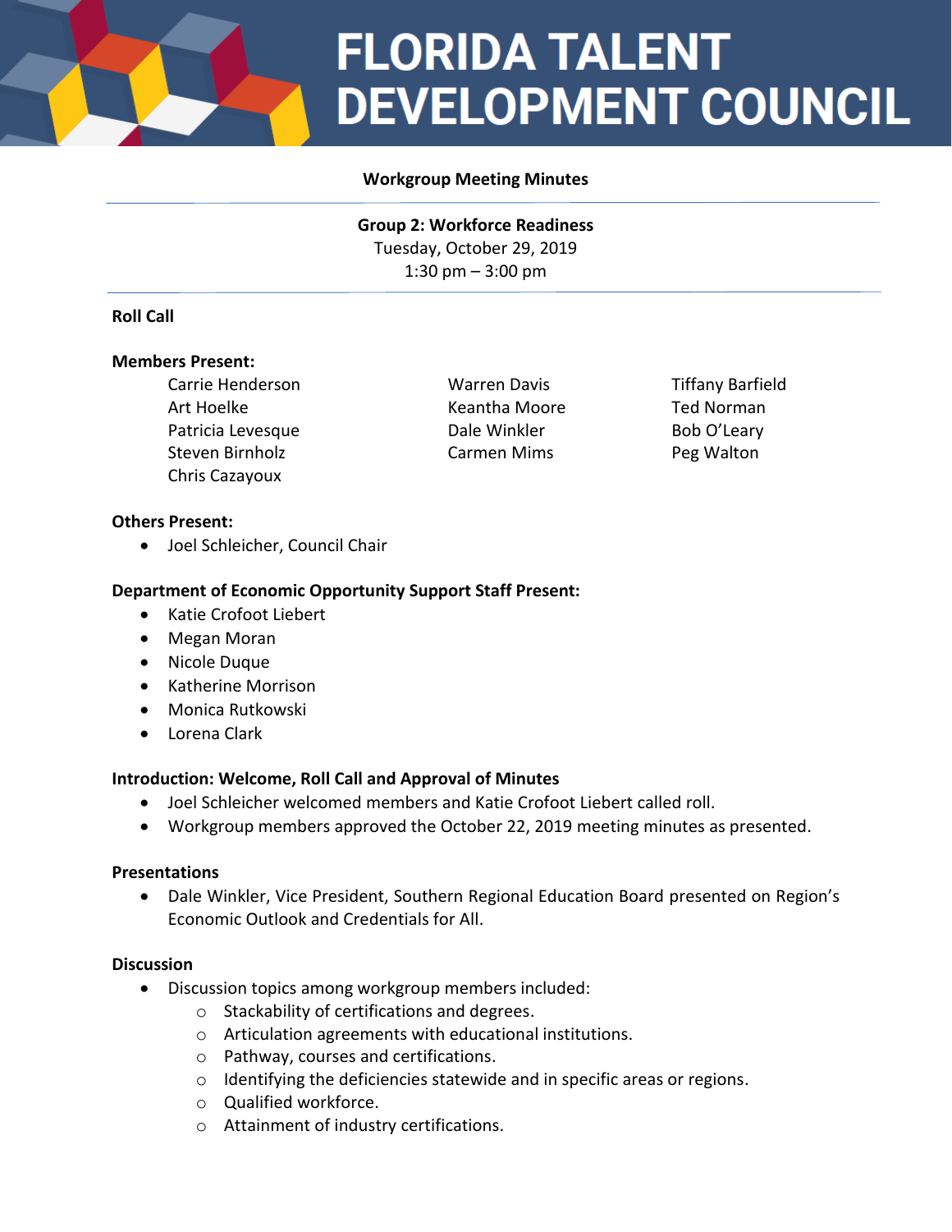# FLORIDA TALENT DEVELOPMENT COUNCIL

**Workgroup Meeting Minutes**

**Group 2: Workforce Readiness**
Tuesday, October 29, 2019
1:30 pm – 3:00 pm

## Roll Call

**Members Present:**

Carrie Henderson
Art Hoelke
Patricia Levesque
Steven Birnholz
Chris Cazayoux
Warren Davis
Keantha Moore
Dale Winkler
Carmen Mims
Tiffany Barfield
Ted Norman
Bob O'Leary
Peg Walton

**Others Present:**

- Joel Schleicher, Council Chair

**Department of Economic Opportunity Support Staff Present:**

- Katie Crofoot Liebert
- Megan Moran
- Nicole Duque
- Katherine Morrison
- Monica Rutkowski
- Lorena Clark

**Introduction: Welcome, Roll Call and Approval of Minutes**

- Joel Schleicher welcomed members and Katie Crofoot Liebert called roll.
- Workgroup members approved the October 22, 2019 meeting minutes as presented.

**Presentations**

- Dale Winkler, Vice President, Southern Regional Education Board presented on Region's Economic Outlook and Credentials for All.

**Discussion**

- Discussion topics among workgroup members included:
  - Stackability of certifications and degrees.
  - Articulation agreements with educational institutions.
  - Pathway, courses and certifications.
  - Identifying the deficiencies statewide and in specific areas or regions.
  - Qualified workforce.
  - Attainment of industry certifications.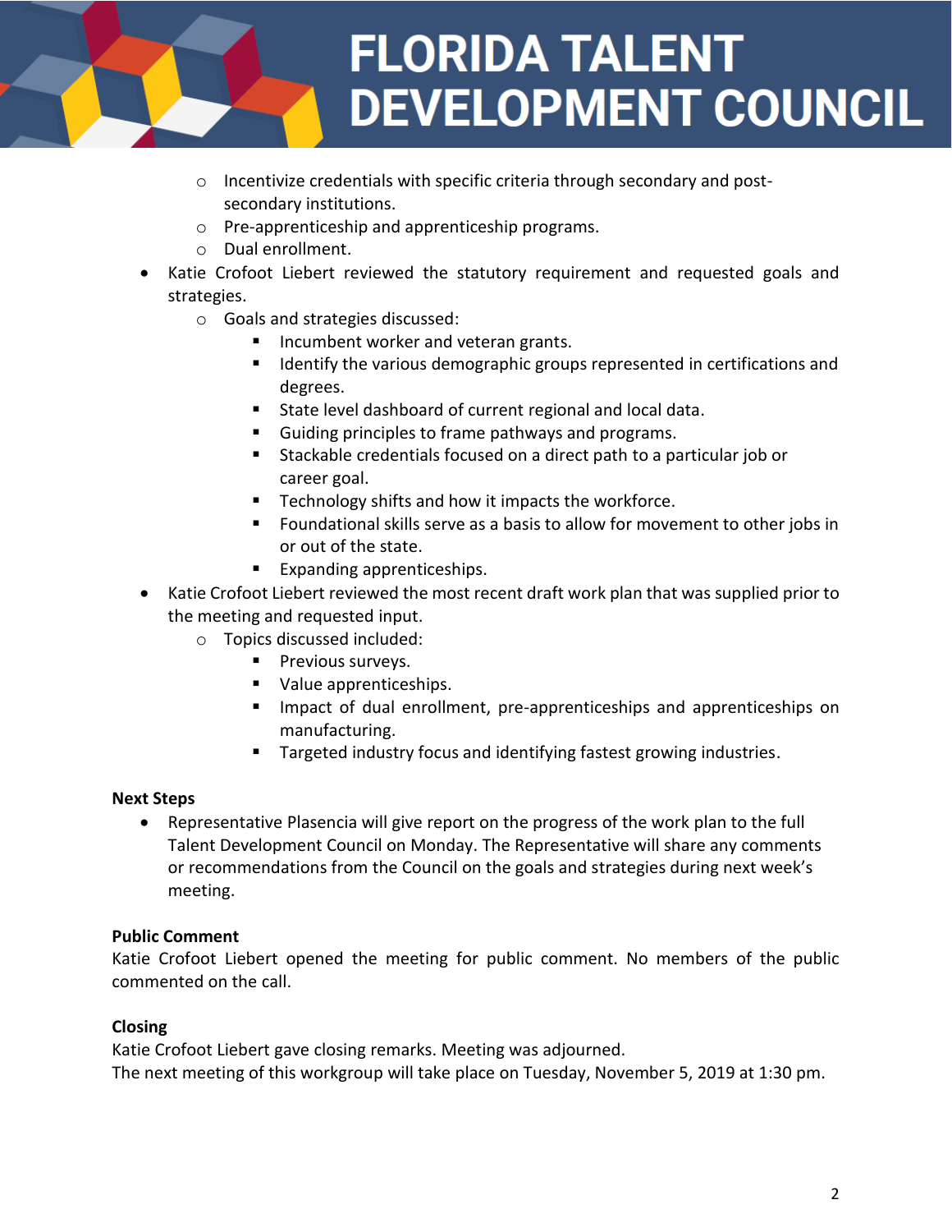- Incentivize credentials with specific criteria through secondary and post-secondary institutions.
  - Pre-apprenticeship and apprenticeship programs.
  - Dual enrollment.
- Katie Crofoot Liebert reviewed the statutory requirement and requested goals and strategies.
  - Goals and strategies discussed:
    - Incumbent worker and veteran grants.
    - Identify the various demographic groups represented in certifications and degrees.
    - State level dashboard of current regional and local data.
    - Guiding principles to frame pathways and programs.
    - Stackable credentials focused on a direct path to a particular job or career goal.
    - Technology shifts and how it impacts the workforce.
    - Foundational skills serve as a basis to allow for movement to other jobs in or out of the state.
    - Expanding apprenticeships.
- Katie Crofoot Liebert reviewed the most recent draft work plan that was supplied prior to the meeting and requested input.
  - Topics discussed included:
    - Previous surveys.
    - Value apprenticeships.
    - Impact of dual enrollment, pre-apprenticeships and apprenticeships on manufacturing.
    - Targeted industry focus and identifying fastest growing industries.

**Next Steps**

- Representative Plasencia will give report on the progress of the work plan to the full Talent Development Council on Monday. The Representative will share any comments or recommendations from the Council on the goals and strategies during next week's meeting.

**Public Comment**

Katie Crofoot Liebert opened the meeting for public comment. No members of the public commented on the call.

**Closing**

Katie Crofoot Liebert gave closing remarks. Meeting was adjourned.
The next meeting of this workgroup will take place on Tuesday, November 5, 2019 at 1:30 pm.